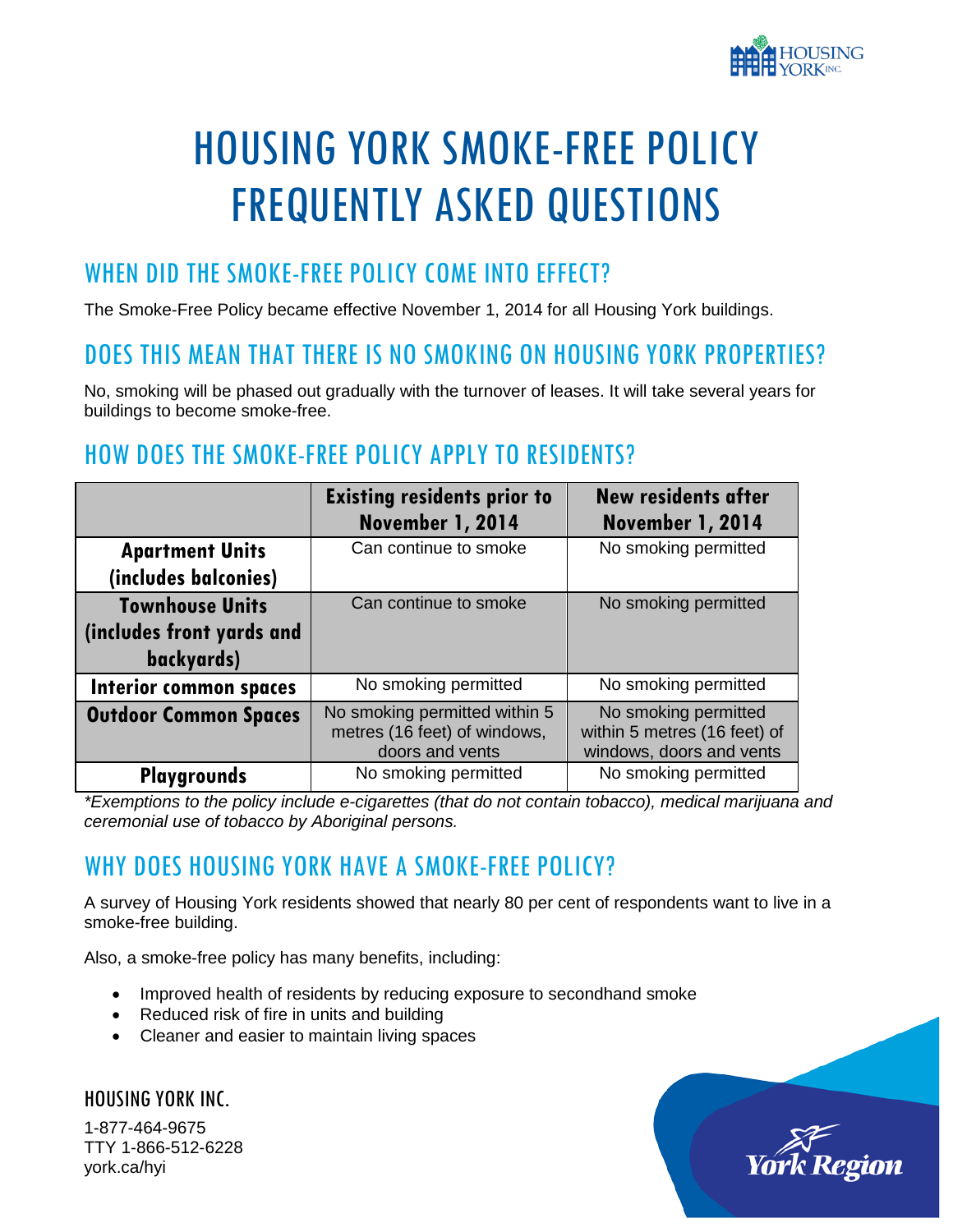# HOUSING YORK SMOKE-FREE POLICY FREQUENTLY ASKED QUESTIONS

## WHEN DID THE SMOKE-FREE POLICY COME INTO EFFECT?

The Smoke-Free Policy became effective November 1, 2014 for all Housing York buildings.

## DOES THIS MEAN THAT THERE IS NO SMOKING ON HOUSING YORK PROPERTIES?

No, smoking will be phased out gradually with the turnover of leases. It will take several years for buildings to become smoke-free.

## HOW DOES THE SMOKE-FREE POLICY APPLY TO RESIDENTS?

| | Existing residents prior to November 1, 2014 | New residents after November 1, 2014 |
|---|---|---|
| **Apartment Units (includes balconies)** | Can continue to smoke | No smoking permitted |
| **Townhouse Units (includes front yards and backyards)** | Can continue to smoke | No smoking permitted |
| **Interior common spaces** | No smoking permitted | No smoking permitted |
| **Outdoor Common Spaces** | No smoking permitted within 5 metres (16 feet) of windows, doors and vents | No smoking permitted within 5 metres (16 feet) of windows, doors and vents |
| **Playgrounds** | No smoking permitted | No smoking permitted |

*\*Exemptions to the policy include e-cigarettes (that do not contain tobacco), medical marijuana and ceremonial use of tobacco by Aboriginal persons.*

## WHY DOES HOUSING YORK HAVE A SMOKE-FREE POLICY?

A survey of Housing York residents showed that nearly 80 per cent of respondents want to live in a smoke-free building.

Also, a smoke-free policy has many benefits, including:

- Improved health of residents by reducing exposure to secondhand smoke
- Reduced risk of fire in units and building
- Cleaner and easier to maintain living spaces

HOUSING YORK INC.

1-877-464-9675
TTY 1-866-512-6228
york.ca/hyi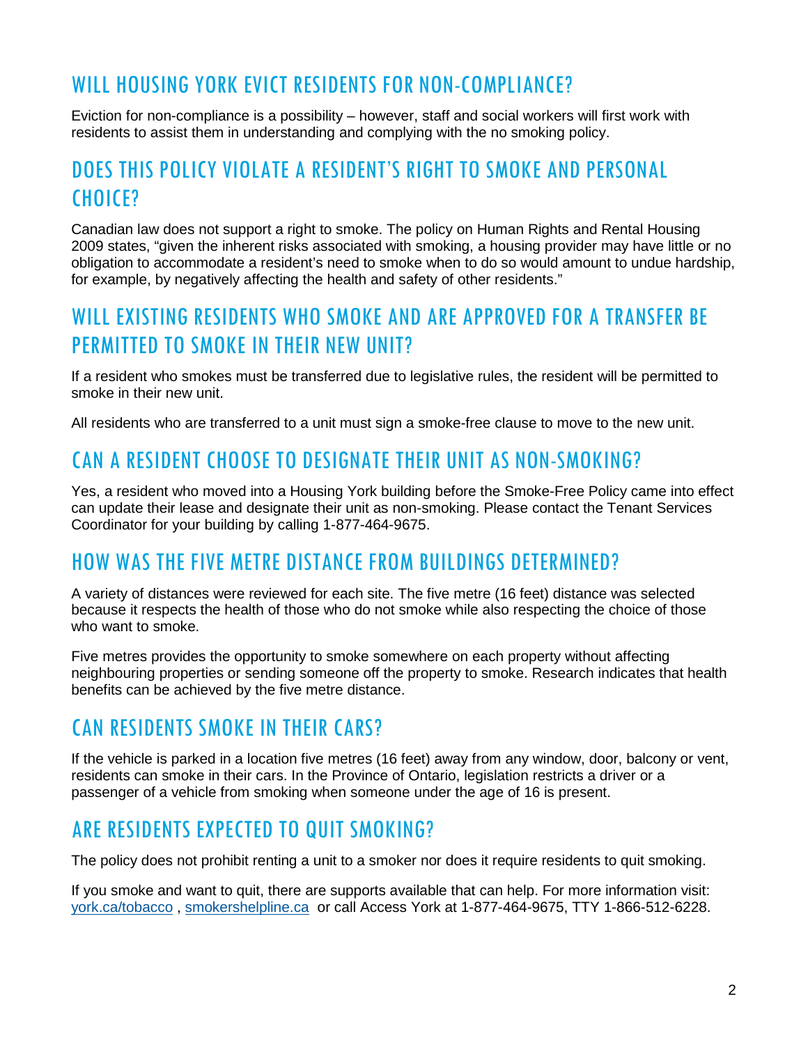## WILL HOUSING YORK EVICT RESIDENTS FOR NON-COMPLIANCE?

Eviction for non-compliance is a possibility – however, staff and social workers will first work with residents to assist them in understanding and complying with the no smoking policy.

## DOES THIS POLICY VIOLATE A RESIDENT'S RIGHT TO SMOKE AND PERSONAL CHOICE?

Canadian law does not support a right to smoke. The policy on Human Rights and Rental Housing 2009 states, "given the inherent risks associated with smoking, a housing provider may have little or no obligation to accommodate a resident's need to smoke when to do so would amount to undue hardship, for example, by negatively affecting the health and safety of other residents."

## WILL EXISTING RESIDENTS WHO SMOKE AND ARE APPROVED FOR A TRANSFER BE PERMITTED TO SMOKE IN THEIR NEW UNIT?

If a resident who smokes must be transferred due to legislative rules, the resident will be permitted to smoke in their new unit.

All residents who are transferred to a unit must sign a smoke-free clause to move to the new unit.

## CAN A RESIDENT CHOOSE TO DESIGNATE THEIR UNIT AS NON-SMOKING?

Yes, a resident who moved into a Housing York building before the Smoke-Free Policy came into effect can update their lease and designate their unit as non-smoking. Please contact the Tenant Services Coordinator for your building by calling 1-877-464-9675.

## HOW WAS THE FIVE METRE DISTANCE FROM BUILDINGS DETERMINED?

A variety of distances were reviewed for each site. The five metre (16 feet) distance was selected because it respects the health of those who do not smoke while also respecting the choice of those who want to smoke.

Five metres provides the opportunity to smoke somewhere on each property without affecting neighbouring properties or sending someone off the property to smoke. Research indicates that health benefits can be achieved by the five metre distance.

## CAN RESIDENTS SMOKE IN THEIR CARS?

If the vehicle is parked in a location five metres (16 feet) away from any window, door, balcony or vent, residents can smoke in their cars. In the Province of Ontario, legislation restricts a driver or a passenger of a vehicle from smoking when someone under the age of 16 is present.

## ARE RESIDENTS EXPECTED TO QUIT SMOKING?

The policy does not prohibit renting a unit to a smoker nor does it require residents to quit smoking.

If you smoke and want to quit, there are supports available that can help. For more information visit: [york.ca/tobacco](york.ca/tobacco) , [smokershelpline.ca](smokershelpline.ca) or call Access York at 1-877-464-9675, TTY 1-866-512-6228.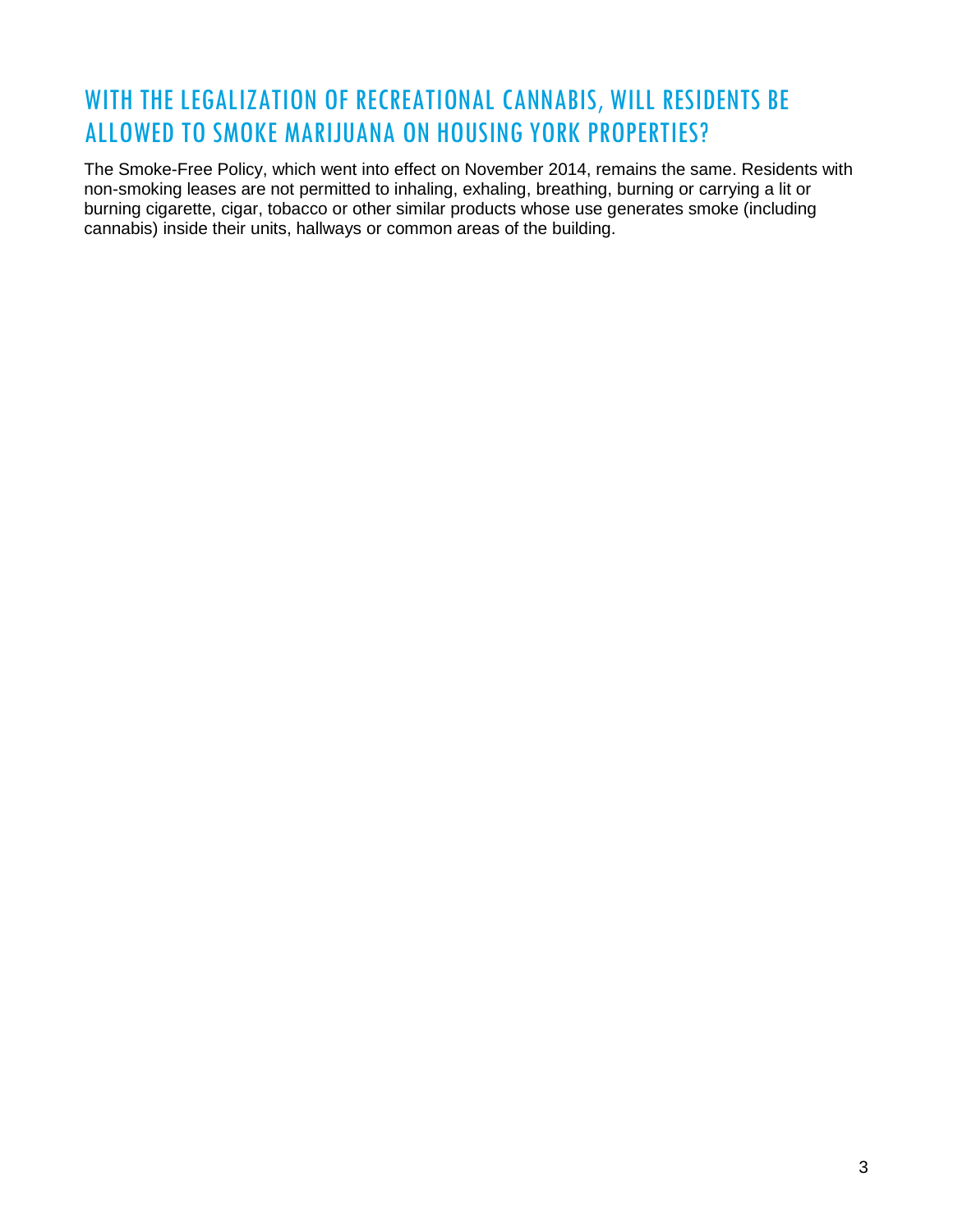## WITH THE LEGALIZATION OF RECREATIONAL CANNABIS, WILL RESIDENTS BE ALLOWED TO SMOKE MARIJUANA ON HOUSING YORK PROPERTIES?

The Smoke-Free Policy, which went into effect on November 2014, remains the same. Residents with non-smoking leases are not permitted to inhaling, exhaling, breathing, burning or carrying a lit or burning cigarette, cigar, tobacco or other similar products whose use generates smoke (including cannabis) inside their units, hallways or common areas of the building.